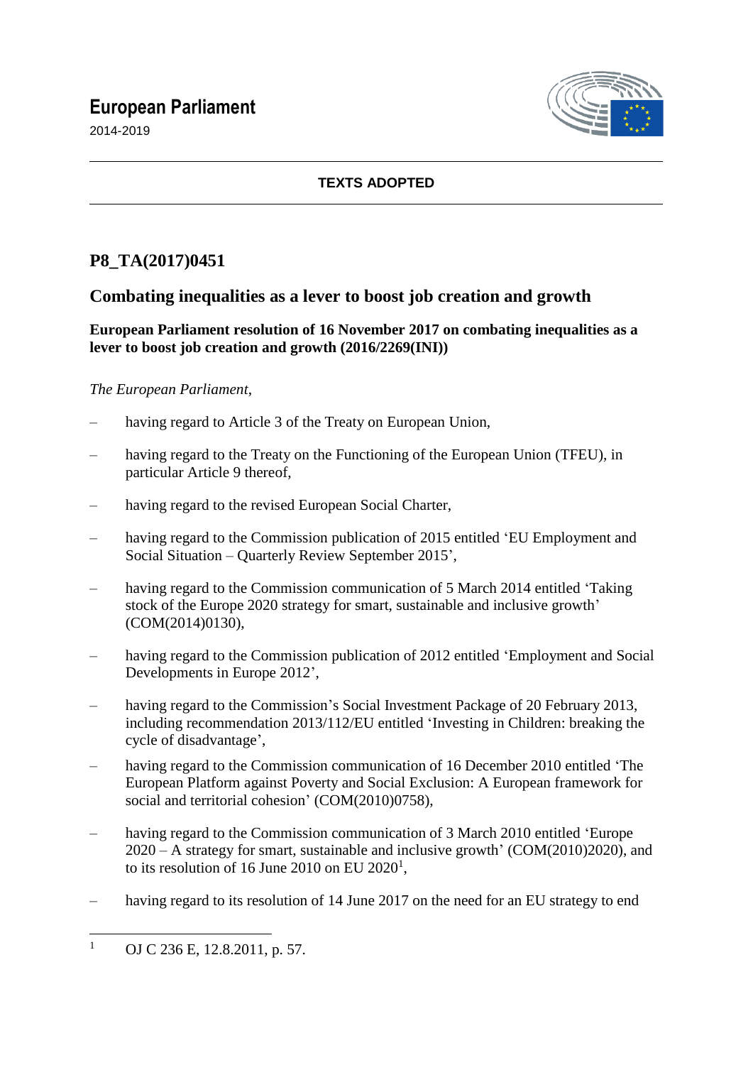# European Parliament

2014-2019

**TEXTS ADOPTED**

## P8_TA(2017)0451

## Combating inequalities as a lever to boost job creation and growth

**European Parliament resolution of 16 November 2017 on combating inequalities as a lever to boost job creation and growth (2016/2269(INI))**

*The European Parliament*,

– having regard to Article 3 of the Treaty on European Union,

– having regard to the Treaty on the Functioning of the European Union (TFEU), in particular Article 9 thereof,

– having regard to the revised European Social Charter,

– having regard to the Commission publication of 2015 entitled 'EU Employment and Social Situation – Quarterly Review September 2015',

– having regard to the Commission communication of 5 March 2014 entitled 'Taking stock of the Europe 2020 strategy for smart, sustainable and inclusive growth' (COM(2014)0130),

– having regard to the Commission publication of 2012 entitled 'Employment and Social Developments in Europe 2012',

– having regard to the Commission's Social Investment Package of 20 February 2013, including recommendation 2013/112/EU entitled 'Investing in Children: breaking the cycle of disadvantage',

– having regard to the Commission communication of 16 December 2010 entitled 'The European Platform against Poverty and Social Exclusion: A European framework for social and territorial cohesion' (COM(2010)0758),

– having regard to the Commission communication of 3 March 2010 entitled 'Europe 2020 – A strategy for smart, sustainable and inclusive growth' (COM(2010)2020), and to its resolution of 16 June 2010 on EU 2020[1],

– having regard to its resolution of 14 June 2017 on the need for an EU strategy to end

[1] OJ C 236 E, 12.8.2011, p. 57.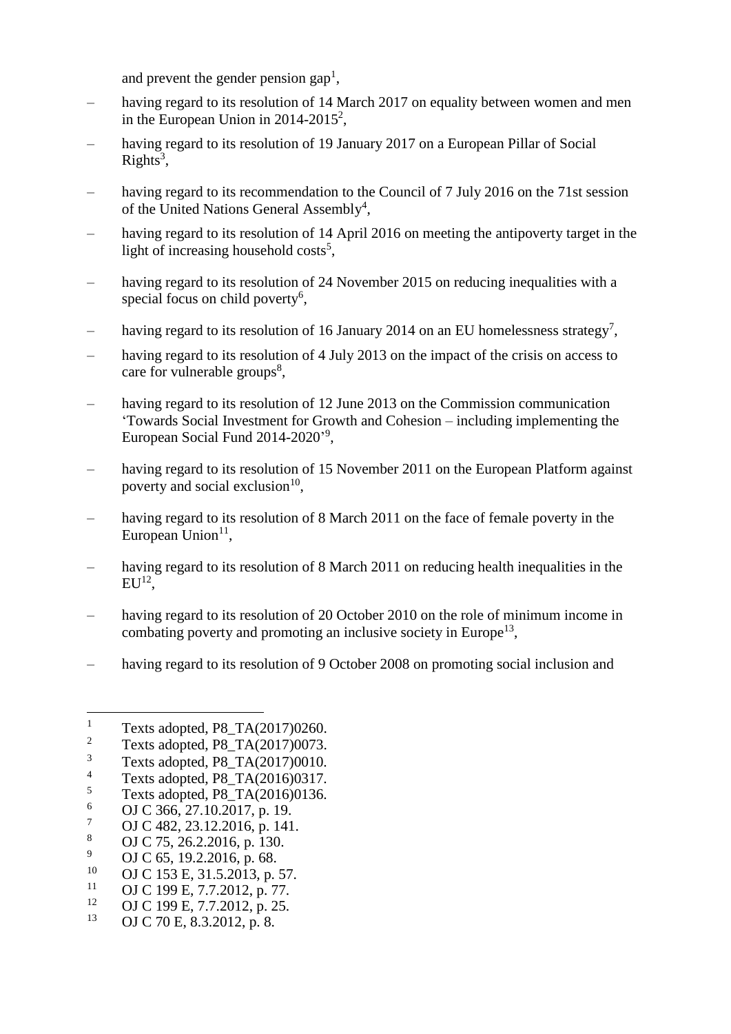and prevent the gender pension gap[1],

– having regard to its resolution of 14 March 2017 on equality between women and men in the European Union in 2014-2015[2],

– having regard to its resolution of 19 January 2017 on a European Pillar of Social Rights[3],

– having regard to its recommendation to the Council of 7 July 2016 on the 71st session of the United Nations General Assembly[4],

– having regard to its resolution of 14 April 2016 on meeting the antipoverty target in the light of increasing household costs[5],

– having regard to its resolution of 24 November 2015 on reducing inequalities with a special focus on child poverty[6],

– having regard to its resolution of 16 January 2014 on an EU homelessness strategy[7],

– having regard to its resolution of 4 July 2013 on the impact of the crisis on access to care for vulnerable groups[8],

– having regard to its resolution of 12 June 2013 on the Commission communication 'Towards Social Investment for Growth and Cohesion – including implementing the European Social Fund 2014-2020'[9],

– having regard to its resolution of 15 November 2011 on the European Platform against poverty and social exclusion[10],

– having regard to its resolution of 8 March 2011 on the face of female poverty in the European Union[11],

– having regard to its resolution of 8 March 2011 on reducing health inequalities in the EU[12],

– having regard to its resolution of 20 October 2010 on the role of minimum income in combating poverty and promoting an inclusive society in Europe[13],

– having regard to its resolution of 9 October 2008 on promoting social inclusion and

---

[1] Texts adopted, P8_TA(2017)0260.
[2] Texts adopted, P8_TA(2017)0073.
[3] Texts adopted, P8_TA(2017)0010.
[4] Texts adopted, P8_TA(2016)0317.
[5] Texts adopted, P8_TA(2016)0136.
[6] OJ C 366, 27.10.2017, p. 19.
[7] OJ C 482, 23.12.2016, p. 141.
[8] OJ C 75, 26.2.2016, p. 130.
[9] OJ C 65, 19.2.2016, p. 68.
[10] OJ C 153 E, 31.5.2013, p. 57.
[11] OJ C 199 E, 7.7.2012, p. 77.
[12] OJ C 199 E, 7.7.2012, p. 25.
[13] OJ C 70 E, 8.3.2012, p. 8.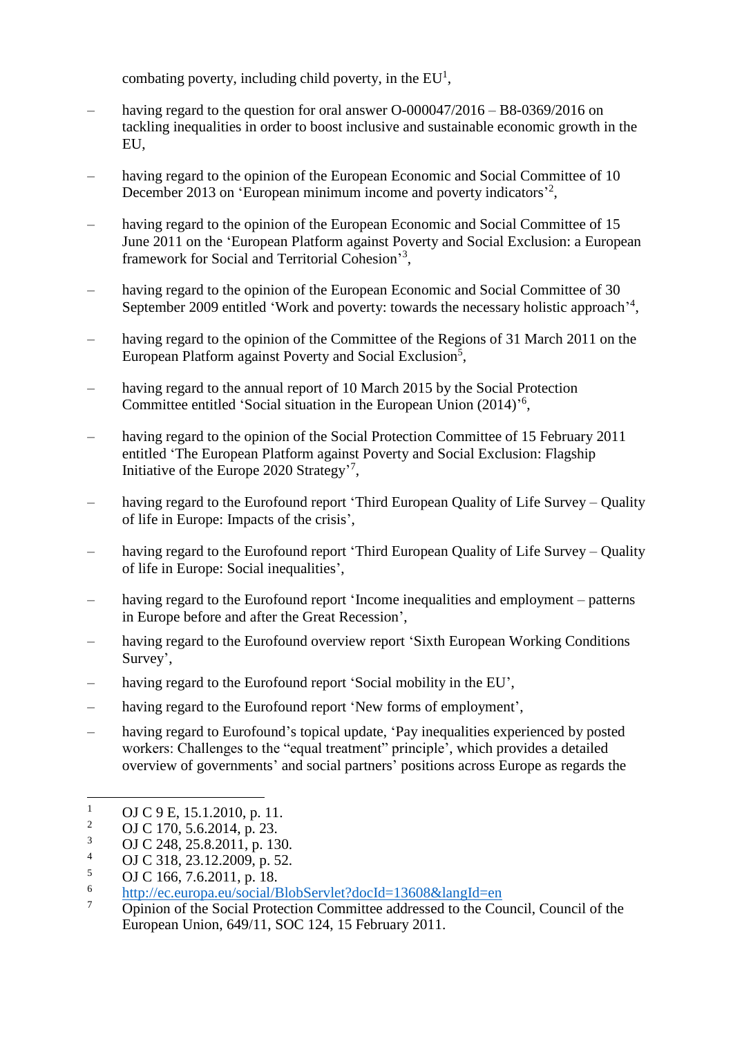combating poverty, including child poverty, in the EU[1],

– having regard to the question for oral answer O-000047/2016 – B8-0369/2016 on tackling inequalities in order to boost inclusive and sustainable economic growth in the EU,

– having regard to the opinion of the European Economic and Social Committee of 10 December 2013 on 'European minimum income and poverty indicators'[2],

– having regard to the opinion of the European Economic and Social Committee of 15 June 2011 on the 'European Platform against Poverty and Social Exclusion: a European framework for Social and Territorial Cohesion'[3],

– having regard to the opinion of the European Economic and Social Committee of 30 September 2009 entitled 'Work and poverty: towards the necessary holistic approach'[4],

– having regard to the opinion of the Committee of the Regions of 31 March 2011 on the European Platform against Poverty and Social Exclusion[5],

– having regard to the annual report of 10 March 2015 by the Social Protection Committee entitled 'Social situation in the European Union (2014)'[6],

– having regard to the opinion of the Social Protection Committee of 15 February 2011 entitled 'The European Platform against Poverty and Social Exclusion: Flagship Initiative of the Europe 2020 Strategy'[7],

– having regard to the Eurofound report 'Third European Quality of Life Survey – Quality of life in Europe: Impacts of the crisis',

– having regard to the Eurofound report 'Third European Quality of Life Survey – Quality of life in Europe: Social inequalities',

– having regard to the Eurofound report 'Income inequalities and employment – patterns in Europe before and after the Great Recession',

– having regard to the Eurofound overview report 'Sixth European Working Conditions Survey',

– having regard to the Eurofound report 'Social mobility in the EU',

– having regard to the Eurofound report 'New forms of employment',

– having regard to Eurofound's topical update, 'Pay inequalities experienced by posted workers: Challenges to the "equal treatment" principle', which provides a detailed overview of governments' and social partners' positions across Europe as regards the

---

[1] OJ C 9 E, 15.1.2010, p. 11.
[2] OJ C 170, 5.6.2014, p. 23.
[3] OJ C 248, 25.8.2011, p. 130.
[4] OJ C 318, 23.12.2009, p. 52.
[5] OJ C 166, 7.6.2011, p. 18.
[6] http://ec.europa.eu/social/BlobServlet?docId=13608&langId=en
[7] Opinion of the Social Protection Committee addressed to the Council, Council of the European Union, 649/11, SOC 124, 15 February 2011.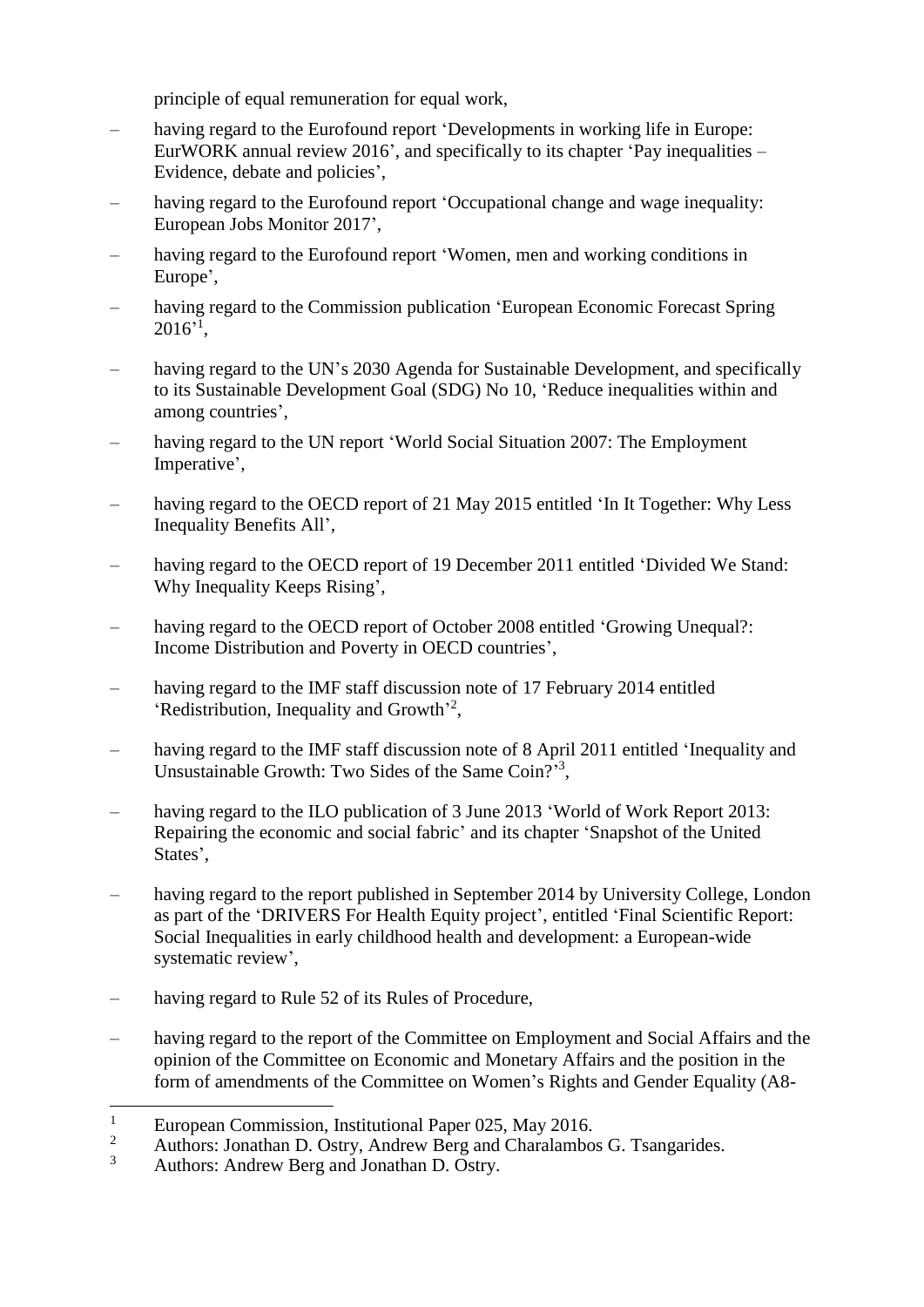principle of equal remuneration for equal work,

– having regard to the Eurofound report 'Developments in working life in Europe: EurWORK annual review 2016', and specifically to its chapter 'Pay inequalities – Evidence, debate and policies',

– having regard to the Eurofound report 'Occupational change and wage inequality: European Jobs Monitor 2017',

– having regard to the Eurofound report 'Women, men and working conditions in Europe',

– having regard to the Commission publication 'European Economic Forecast Spring 2016'[1],

– having regard to the UN's 2030 Agenda for Sustainable Development, and specifically to its Sustainable Development Goal (SDG) No 10, 'Reduce inequalities within and among countries',

– having regard to the UN report 'World Social Situation 2007: The Employment Imperative',

– having regard to the OECD report of 21 May 2015 entitled 'In It Together: Why Less Inequality Benefits All',

– having regard to the OECD report of 19 December 2011 entitled 'Divided We Stand: Why Inequality Keeps Rising',

– having regard to the OECD report of October 2008 entitled 'Growing Unequal?: Income Distribution and Poverty in OECD countries',

– having regard to the IMF staff discussion note of 17 February 2014 entitled 'Redistribution, Inequality and Growth'[2],

– having regard to the IMF staff discussion note of 8 April 2011 entitled 'Inequality and Unsustainable Growth: Two Sides of the Same Coin?'[3],

– having regard to the ILO publication of 3 June 2013 'World of Work Report 2013: Repairing the economic and social fabric' and its chapter 'Snapshot of the United States',

– having regard to the report published in September 2014 by University College, London as part of the 'DRIVERS For Health Equity project', entitled 'Final Scientific Report: Social Inequalities in early childhood health and development: a European-wide systematic review',

– having regard to Rule 52 of its Rules of Procedure,

– having regard to the report of the Committee on Employment and Social Affairs and the opinion of the Committee on Economic and Monetary Affairs and the position in the form of amendments of the Committee on Women's Rights and Gender Equality (A8-

---

[1] European Commission, Institutional Paper 025, May 2016.

[2] Authors: Jonathan D. Ostry, Andrew Berg and Charalambos G. Tsangarides.

[3] Authors: Andrew Berg and Jonathan D. Ostry.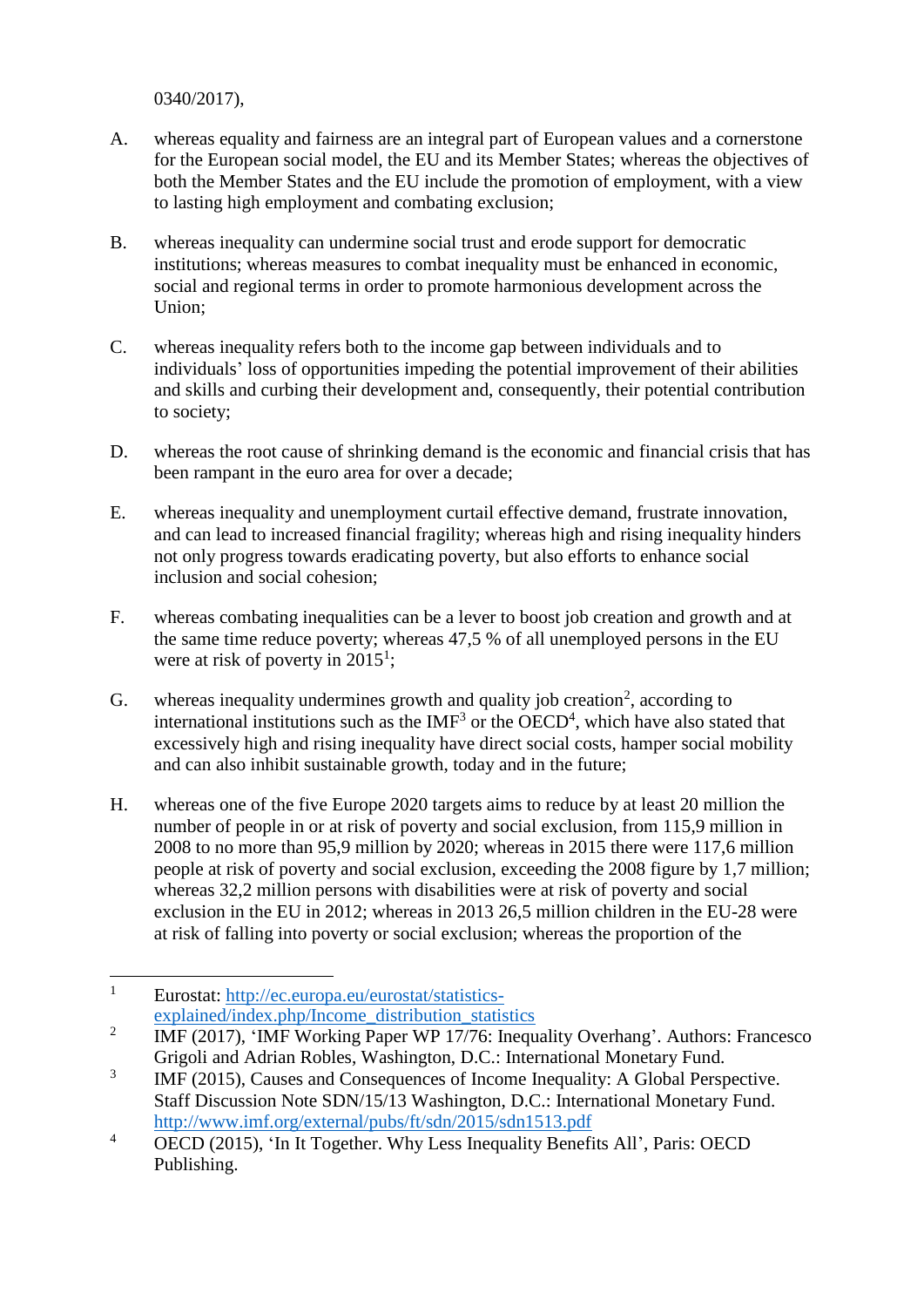0340/2017),

A. whereas equality and fairness are an integral part of European values and a cornerstone for the European social model, the EU and its Member States; whereas the objectives of both the Member States and the EU include the promotion of employment, with a view to lasting high employment and combating exclusion;

B. whereas inequality can undermine social trust and erode support for democratic institutions; whereas measures to combat inequality must be enhanced in economic, social and regional terms in order to promote harmonious development across the Union;

C. whereas inequality refers both to the income gap between individuals and to individuals' loss of opportunities impeding the potential improvement of their abilities and skills and curbing their development and, consequently, their potential contribution to society;

D. whereas the root cause of shrinking demand is the economic and financial crisis that has been rampant in the euro area for over a decade;

E. whereas inequality and unemployment curtail effective demand, frustrate innovation, and can lead to increased financial fragility; whereas high and rising inequality hinders not only progress towards eradicating poverty, but also efforts to enhance social inclusion and social cohesion;

F. whereas combating inequalities can be a lever to boost job creation and growth and at the same time reduce poverty; whereas 47,5 % of all unemployed persons in the EU were at risk of poverty in 2015[1];

G. whereas inequality undermines growth and quality job creation[2], according to international institutions such as the IMF[3] or the OECD[4], which have also stated that excessively high and rising inequality have direct social costs, hamper social mobility and can also inhibit sustainable growth, today and in the future;

H. whereas one of the five Europe 2020 targets aims to reduce by at least 20 million the number of people in or at risk of poverty and social exclusion, from 115,9 million in 2008 to no more than 95,9 million by 2020; whereas in 2015 there were 117,6 million people at risk of poverty and social exclusion, exceeding the 2008 figure by 1,7 million; whereas 32,2 million persons with disabilities were at risk of poverty and social exclusion in the EU in 2012; whereas in 2013 26,5 million children in the EU-28 were at risk of falling into poverty or social exclusion; whereas the proportion of the

---

[1] Eurostat: http://ec.europa.eu/eurostat/statistics-explained/index.php/Income_distribution_statistics

[2] IMF (2017), 'IMF Working Paper WP 17/76: Inequality Overhang'. Authors: Francesco Grigoli and Adrian Robles, Washington, D.C.: International Monetary Fund.

[3] IMF (2015), Causes and Consequences of Income Inequality: A Global Perspective. Staff Discussion Note SDN/15/13 Washington, D.C.: International Monetary Fund. http://www.imf.org/external/pubs/ft/sdn/2015/sdn1513.pdf

[4] OECD (2015), 'In It Together. Why Less Inequality Benefits All', Paris: OECD Publishing.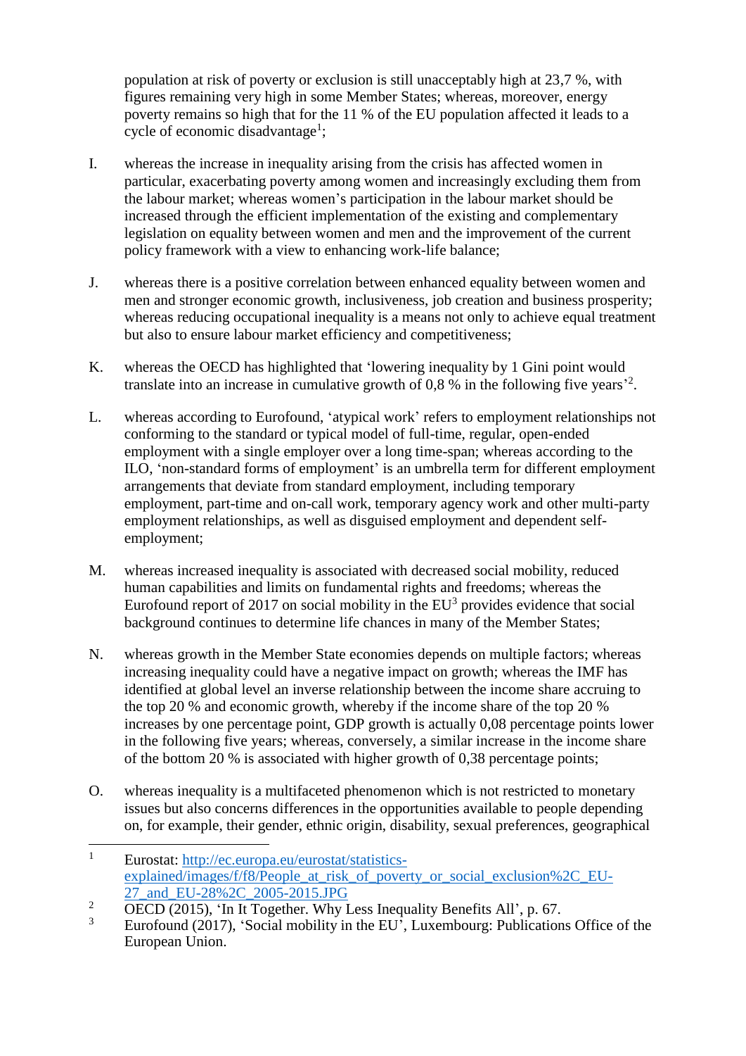population at risk of poverty or exclusion is still unacceptably high at 23,7 %, with figures remaining very high in some Member States; whereas, moreover, energy poverty remains so high that for the 11 % of the EU population affected it leads to a cycle of economic disadvantage[1];

I. whereas the increase in inequality arising from the crisis has affected women in particular, exacerbating poverty among women and increasingly excluding them from the labour market; whereas women's participation in the labour market should be increased through the efficient implementation of the existing and complementary legislation on equality between women and men and the improvement of the current policy framework with a view to enhancing work-life balance;

J. whereas there is a positive correlation between enhanced equality between women and men and stronger economic growth, inclusiveness, job creation and business prosperity; whereas reducing occupational inequality is a means not only to achieve equal treatment but also to ensure labour market efficiency and competitiveness;

K. whereas the OECD has highlighted that 'lowering inequality by 1 Gini point would translate into an increase in cumulative growth of 0,8 % in the following five years'[2].

L. whereas according to Eurofound, 'atypical work' refers to employment relationships not conforming to the standard or typical model of full-time, regular, open-ended employment with a single employer over a long time-span; whereas according to the ILO, 'non-standard forms of employment' is an umbrella term for different employment arrangements that deviate from standard employment, including temporary employment, part-time and on-call work, temporary agency work and other multi-party employment relationships, as well as disguised employment and dependent self-employment;

M. whereas increased inequality is associated with decreased social mobility, reduced human capabilities and limits on fundamental rights and freedoms; whereas the Eurofound report of 2017 on social mobility in the EU[3] provides evidence that social background continues to determine life chances in many of the Member States;

N. whereas growth in the Member State economies depends on multiple factors; whereas increasing inequality could have a negative impact on growth; whereas the IMF has identified at global level an inverse relationship between the income share accruing to the top 20 % and economic growth, whereby if the income share of the top 20 % increases by one percentage point, GDP growth is actually 0,08 percentage points lower in the following five years; whereas, conversely, a similar increase in the income share of the bottom 20 % is associated with higher growth of 0,38 percentage points;

O. whereas inequality is a multifaceted phenomenon which is not restricted to monetary issues but also concerns differences in the opportunities available to people depending on, for example, their gender, ethnic origin, disability, sexual preferences, geographical

---

[1] Eurostat: http://ec.europa.eu/eurostat/statistics-explained/images/f/f8/People_at_risk_of_poverty_or_social_exclusion%2C_EU-27_and_EU-28%2C_2005-2015.JPG

[2] OECD (2015), 'In It Together. Why Less Inequality Benefits All', p. 67.

[3] Eurofound (2017), 'Social mobility in the EU', Luxembourg: Publications Office of the European Union.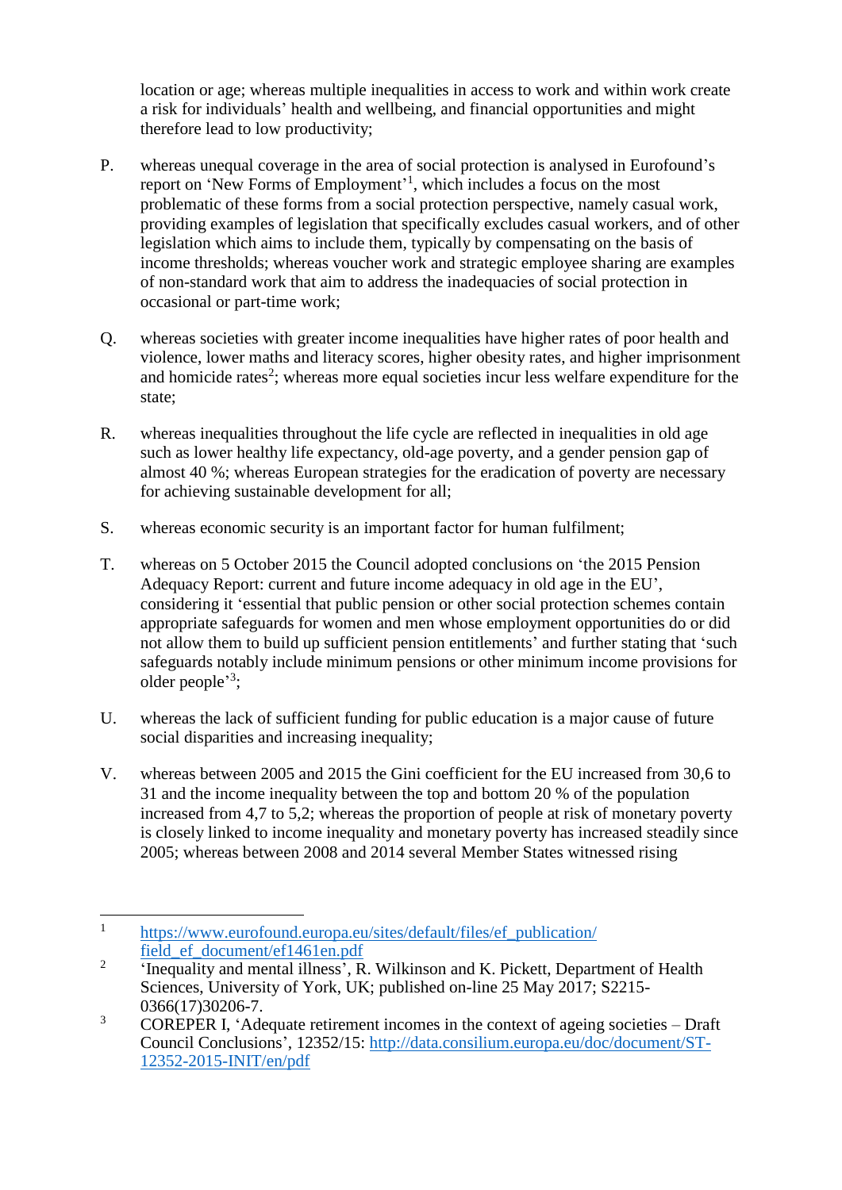location or age; whereas multiple inequalities in access to work and within work create a risk for individuals' health and wellbeing, and financial opportunities and might therefore lead to low productivity;

P. whereas unequal coverage in the area of social protection is analysed in Eurofound's report on 'New Forms of Employment'[1], which includes a focus on the most problematic of these forms from a social protection perspective, namely casual work, providing examples of legislation that specifically excludes casual workers, and of other legislation which aims to include them, typically by compensating on the basis of income thresholds; whereas voucher work and strategic employee sharing are examples of non-standard work that aim to address the inadequacies of social protection in occasional or part-time work;

Q. whereas societies with greater income inequalities have higher rates of poor health and violence, lower maths and literacy scores, higher obesity rates, and higher imprisonment and homicide rates[2]; whereas more equal societies incur less welfare expenditure for the state;

R. whereas inequalities throughout the life cycle are reflected in inequalities in old age such as lower healthy life expectancy, old-age poverty, and a gender pension gap of almost 40 %; whereas European strategies for the eradication of poverty are necessary for achieving sustainable development for all;

S. whereas economic security is an important factor for human fulfilment;

T. whereas on 5 October 2015 the Council adopted conclusions on 'the 2015 Pension Adequacy Report: current and future income adequacy in old age in the EU', considering it 'essential that public pension or other social protection schemes contain appropriate safeguards for women and men whose employment opportunities do or did not allow them to build up sufficient pension entitlements' and further stating that 'such safeguards notably include minimum pensions or other minimum income provisions for older people'[3];

U. whereas the lack of sufficient funding for public education is a major cause of future social disparities and increasing inequality;

V. whereas between 2005 and 2015 the Gini coefficient for the EU increased from 30,6 to 31 and the income inequality between the top and bottom 20 % of the population increased from 4,7 to 5,2; whereas the proportion of people at risk of monetary poverty is closely linked to income inequality and monetary poverty has increased steadily since 2005; whereas between 2008 and 2014 several Member States witnessed rising

---

[1] https://www.eurofound.europa.eu/sites/default/files/ef_publication/field_ef_document/ef1461en.pdf

[2] 'Inequality and mental illness', R. Wilkinson and K. Pickett, Department of Health Sciences, University of York, UK; published on-line 25 May 2017; S2215-0366(17)30206-7.

[3] COREPER I, 'Adequate retirement incomes in the context of ageing societies – Draft Council Conclusions', 12352/15: http://data.consilium.europa.eu/doc/document/ST-12352-2015-INIT/en/pdf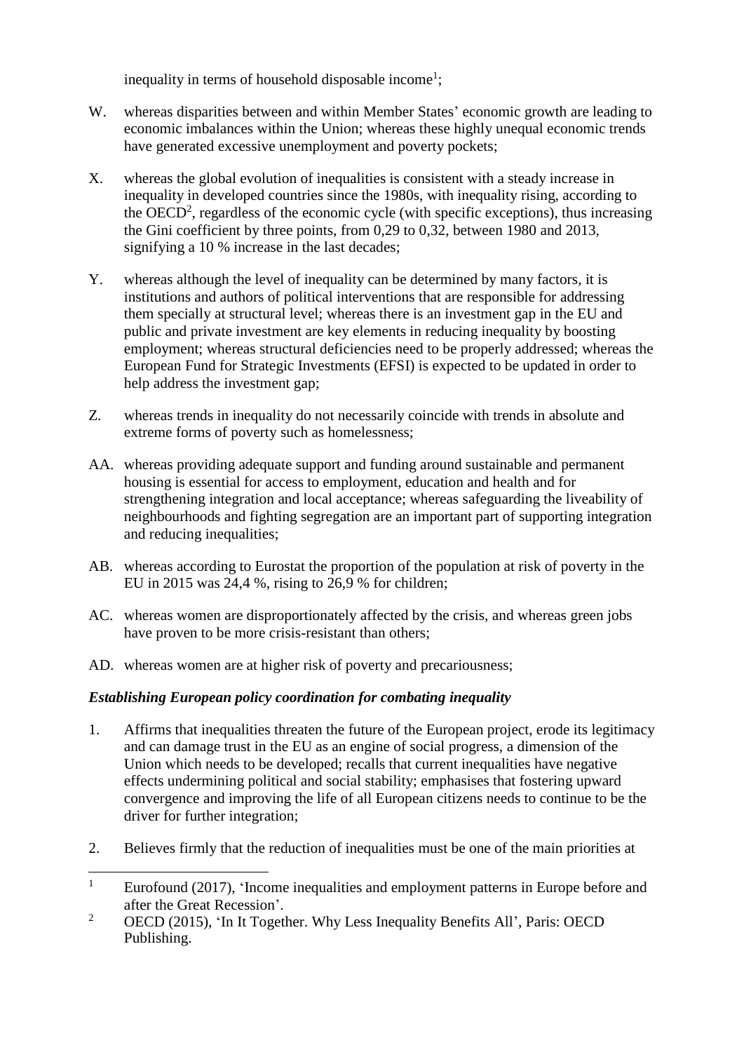inequality in terms of household disposable income[1];

W. whereas disparities between and within Member States' economic growth are leading to economic imbalances within the Union; whereas these highly unequal economic trends have generated excessive unemployment and poverty pockets;

X. whereas the global evolution of inequalities is consistent with a steady increase in inequality in developed countries since the 1980s, with inequality rising, according to the OECD[2], regardless of the economic cycle (with specific exceptions), thus increasing the Gini coefficient by three points, from 0,29 to 0,32, between 1980 and 2013, signifying a 10 % increase in the last decades;

Y. whereas although the level of inequality can be determined by many factors, it is institutions and authors of political interventions that are responsible for addressing them specially at structural level; whereas there is an investment gap in the EU and public and private investment are key elements in reducing inequality by boosting employment; whereas structural deficiencies need to be properly addressed; whereas the European Fund for Strategic Investments (EFSI) is expected to be updated in order to help address the investment gap;

Z. whereas trends in inequality do not necessarily coincide with trends in absolute and extreme forms of poverty such as homelessness;

AA. whereas providing adequate support and funding around sustainable and permanent housing is essential for access to employment, education and health and for strengthening integration and local acceptance; whereas safeguarding the liveability of neighbourhoods and fighting segregation are an important part of supporting integration and reducing inequalities;

AB. whereas according to Eurostat the proportion of the population at risk of poverty in the EU in 2015 was 24,4 %, rising to 26,9 % for children;

AC. whereas women are disproportionately affected by the crisis, and whereas green jobs have proven to be more crisis-resistant than others;

AD. whereas women are at higher risk of poverty and precariousness;

***Establishing European policy coordination for combating inequality***

1. Affirms that inequalities threaten the future of the European project, erode its legitimacy and can damage trust in the EU as an engine of social progress, a dimension of the Union which needs to be developed; recalls that current inequalities have negative effects undermining political and social stability; emphasises that fostering upward convergence and improving the life of all European citizens needs to continue to be the driver for further integration;

2. Believes firmly that the reduction of inequalities must be one of the main priorities at

---

[1] Eurofound (2017), 'Income inequalities and employment patterns in Europe before and after the Great Recession'.

[2] OECD (2015), 'In It Together. Why Less Inequality Benefits All', Paris: OECD Publishing.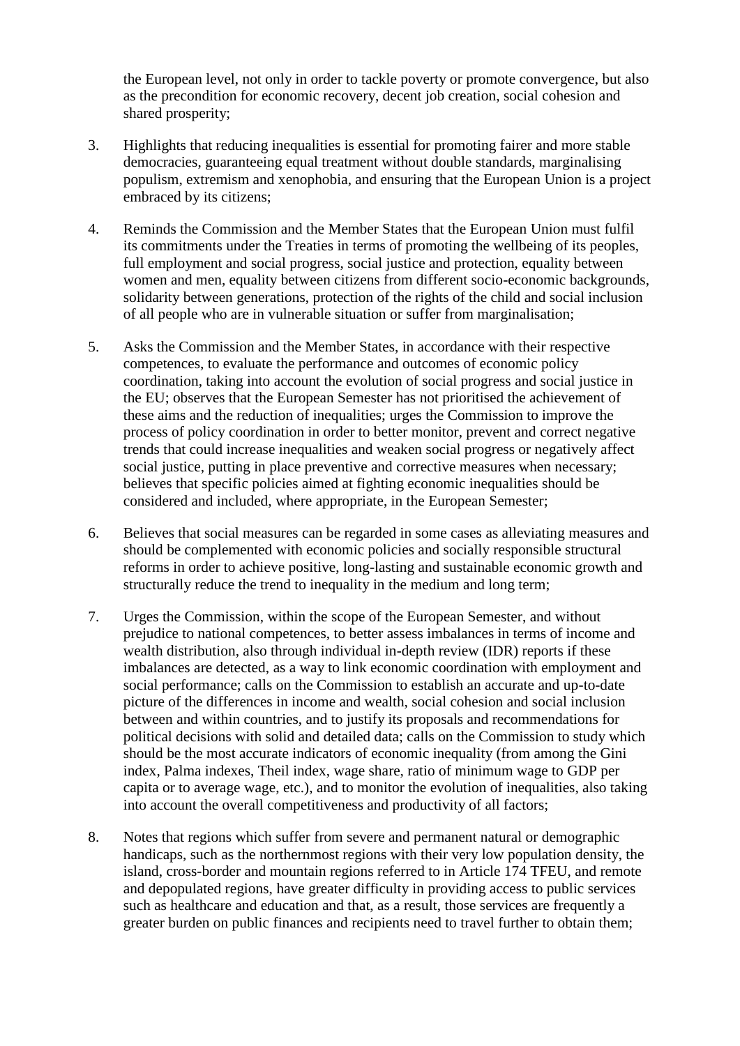the European level, not only in order to tackle poverty or promote convergence, but also as the precondition for economic recovery, decent job creation, social cohesion and shared prosperity;

3. Highlights that reducing inequalities is essential for promoting fairer and more stable democracies, guaranteeing equal treatment without double standards, marginalising populism, extremism and xenophobia, and ensuring that the European Union is a project embraced by its citizens;

4. Reminds the Commission and the Member States that the European Union must fulfil its commitments under the Treaties in terms of promoting the wellbeing of its peoples, full employment and social progress, social justice and protection, equality between women and men, equality between citizens from different socio-economic backgrounds, solidarity between generations, protection of the rights of the child and social inclusion of all people who are in vulnerable situation or suffer from marginalisation;

5. Asks the Commission and the Member States, in accordance with their respective competences, to evaluate the performance and outcomes of economic policy coordination, taking into account the evolution of social progress and social justice in the EU; observes that the European Semester has not prioritised the achievement of these aims and the reduction of inequalities; urges the Commission to improve the process of policy coordination in order to better monitor, prevent and correct negative trends that could increase inequalities and weaken social progress or negatively affect social justice, putting in place preventive and corrective measures when necessary; believes that specific policies aimed at fighting economic inequalities should be considered and included, where appropriate, in the European Semester;

6. Believes that social measures can be regarded in some cases as alleviating measures and should be complemented with economic policies and socially responsible structural reforms in order to achieve positive, long-lasting and sustainable economic growth and structurally reduce the trend to inequality in the medium and long term;

7. Urges the Commission, within the scope of the European Semester, and without prejudice to national competences, to better assess imbalances in terms of income and wealth distribution, also through individual in-depth review (IDR) reports if these imbalances are detected, as a way to link economic coordination with employment and social performance; calls on the Commission to establish an accurate and up-to-date picture of the differences in income and wealth, social cohesion and social inclusion between and within countries, and to justify its proposals and recommendations for political decisions with solid and detailed data; calls on the Commission to study which should be the most accurate indicators of economic inequality (from among the Gini index, Palma indexes, Theil index, wage share, ratio of minimum wage to GDP per capita or to average wage, etc.), and to monitor the evolution of inequalities, also taking into account the overall competitiveness and productivity of all factors;

8. Notes that regions which suffer from severe and permanent natural or demographic handicaps, such as the northernmost regions with their very low population density, the island, cross-border and mountain regions referred to in Article 174 TFEU, and remote and depopulated regions, have greater difficulty in providing access to public services such as healthcare and education and that, as a result, those services are frequently a greater burden on public finances and recipients need to travel further to obtain them;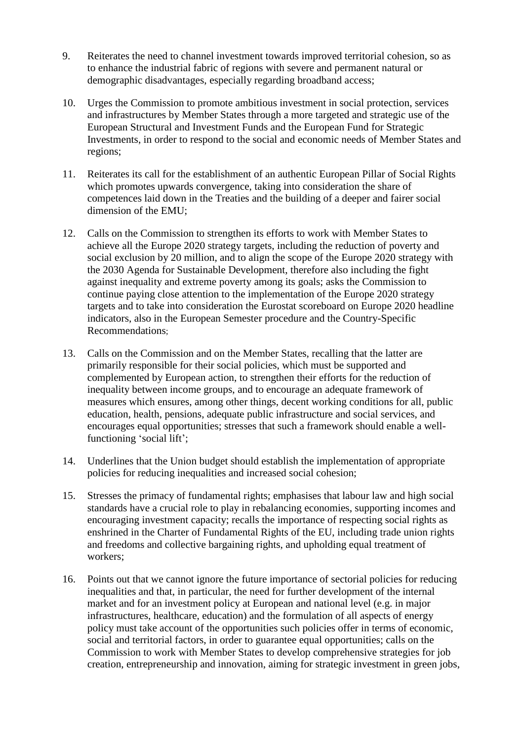9. Reiterates the need to channel investment towards improved territorial cohesion, so as to enhance the industrial fabric of regions with severe and permanent natural or demographic disadvantages, especially regarding broadband access;

10. Urges the Commission to promote ambitious investment in social protection, services and infrastructures by Member States through a more targeted and strategic use of the European Structural and Investment Funds and the European Fund for Strategic Investments, in order to respond to the social and economic needs of Member States and regions;

11. Reiterates its call for the establishment of an authentic European Pillar of Social Rights which promotes upwards convergence, taking into consideration the share of competences laid down in the Treaties and the building of a deeper and fairer social dimension of the EMU;

12. Calls on the Commission to strengthen its efforts to work with Member States to achieve all the Europe 2020 strategy targets, including the reduction of poverty and social exclusion by 20 million, and to align the scope of the Europe 2020 strategy with the 2030 Agenda for Sustainable Development, therefore also including the fight against inequality and extreme poverty among its goals; asks the Commission to continue paying close attention to the implementation of the Europe 2020 strategy targets and to take into consideration the Eurostat scoreboard on Europe 2020 headline indicators, also in the European Semester procedure and the Country-Specific Recommendations;

13. Calls on the Commission and on the Member States, recalling that the latter are primarily responsible for their social policies, which must be supported and complemented by European action, to strengthen their efforts for the reduction of inequality between income groups, and to encourage an adequate framework of measures which ensures, among other things, decent working conditions for all, public education, health, pensions, adequate public infrastructure and social services, and encourages equal opportunities; stresses that such a framework should enable a well-functioning 'social lift';

14. Underlines that the Union budget should establish the implementation of appropriate policies for reducing inequalities and increased social cohesion;

15. Stresses the primacy of fundamental rights; emphasises that labour law and high social standards have a crucial role to play in rebalancing economies, supporting incomes and encouraging investment capacity; recalls the importance of respecting social rights as enshrined in the Charter of Fundamental Rights of the EU, including trade union rights and freedoms and collective bargaining rights, and upholding equal treatment of workers;

16. Points out that we cannot ignore the future importance of sectorial policies for reducing inequalities and that, in particular, the need for further development of the internal market and for an investment policy at European and national level (e.g. in major infrastructures, healthcare, education) and the formulation of all aspects of energy policy must take account of the opportunities such policies offer in terms of economic, social and territorial factors, in order to guarantee equal opportunities; calls on the Commission to work with Member States to develop comprehensive strategies for job creation, entrepreneurship and innovation, aiming for strategic investment in green jobs,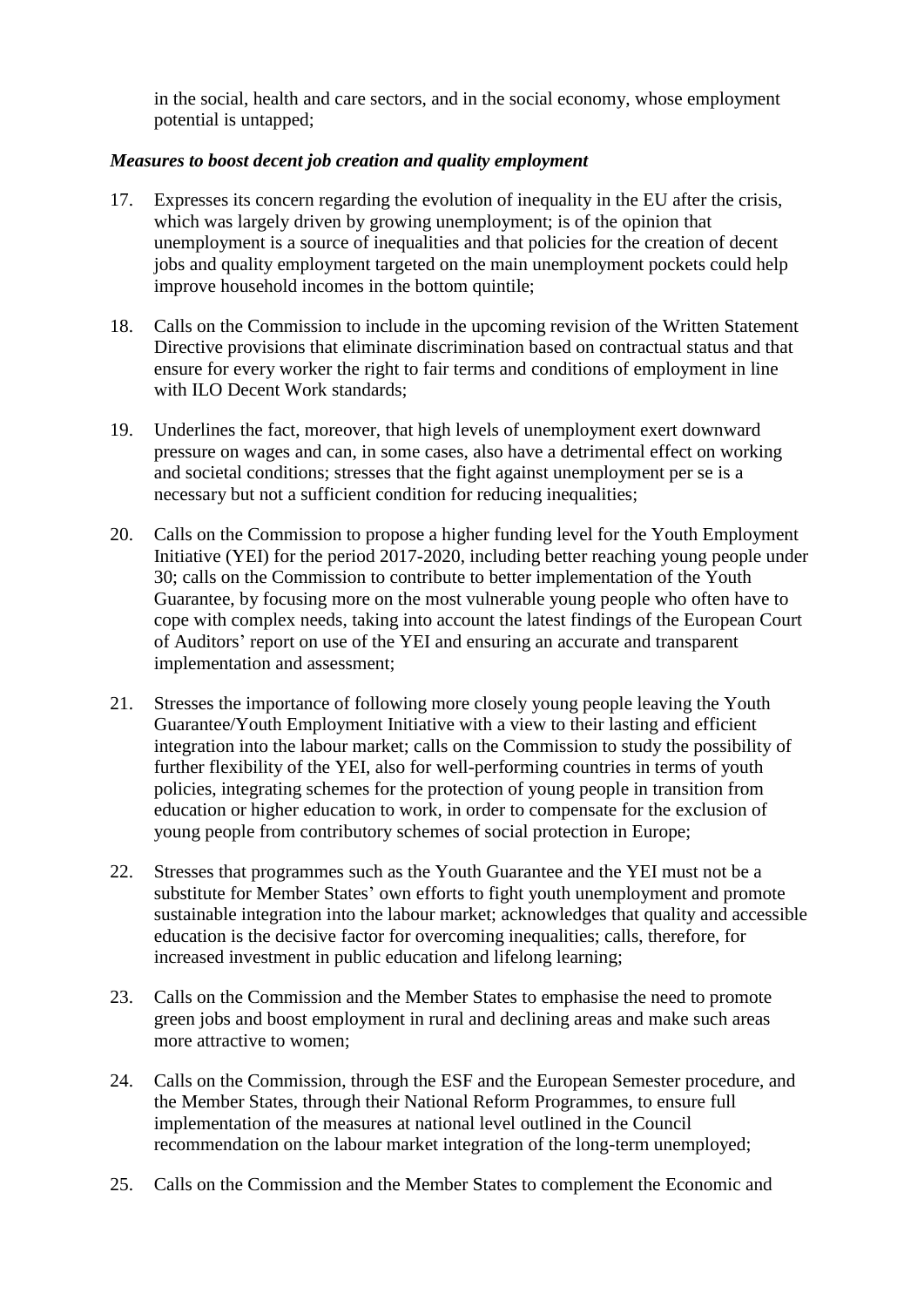in the social, health and care sectors, and in the social economy, whose employment potential is untapped;

***Measures to boost decent job creation and quality employment***

17. Expresses its concern regarding the evolution of inequality in the EU after the crisis, which was largely driven by growing unemployment; is of the opinion that unemployment is a source of inequalities and that policies for the creation of decent jobs and quality employment targeted on the main unemployment pockets could help improve household incomes in the bottom quintile;

18. Calls on the Commission to include in the upcoming revision of the Written Statement Directive provisions that eliminate discrimination based on contractual status and that ensure for every worker the right to fair terms and conditions of employment in line with ILO Decent Work standards;

19. Underlines the fact, moreover, that high levels of unemployment exert downward pressure on wages and can, in some cases, also have a detrimental effect on working and societal conditions; stresses that the fight against unemployment per se is a necessary but not a sufficient condition for reducing inequalities;

20. Calls on the Commission to propose a higher funding level for the Youth Employment Initiative (YEI) for the period 2017-2020, including better reaching young people under 30; calls on the Commission to contribute to better implementation of the Youth Guarantee, by focusing more on the most vulnerable young people who often have to cope with complex needs, taking into account the latest findings of the European Court of Auditors' report on use of the YEI and ensuring an accurate and transparent implementation and assessment;

21. Stresses the importance of following more closely young people leaving the Youth Guarantee/Youth Employment Initiative with a view to their lasting and efficient integration into the labour market; calls on the Commission to study the possibility of further flexibility of the YEI, also for well-performing countries in terms of youth policies, integrating schemes for the protection of young people in transition from education or higher education to work, in order to compensate for the exclusion of young people from contributory schemes of social protection in Europe;

22. Stresses that programmes such as the Youth Guarantee and the YEI must not be a substitute for Member States' own efforts to fight youth unemployment and promote sustainable integration into the labour market; acknowledges that quality and accessible education is the decisive factor for overcoming inequalities; calls, therefore, for increased investment in public education and lifelong learning;

23. Calls on the Commission and the Member States to emphasise the need to promote green jobs and boost employment in rural and declining areas and make such areas more attractive to women;

24. Calls on the Commission, through the ESF and the European Semester procedure, and the Member States, through their National Reform Programmes, to ensure full implementation of the measures at national level outlined in the Council recommendation on the labour market integration of the long-term unemployed;

25. Calls on the Commission and the Member States to complement the Economic and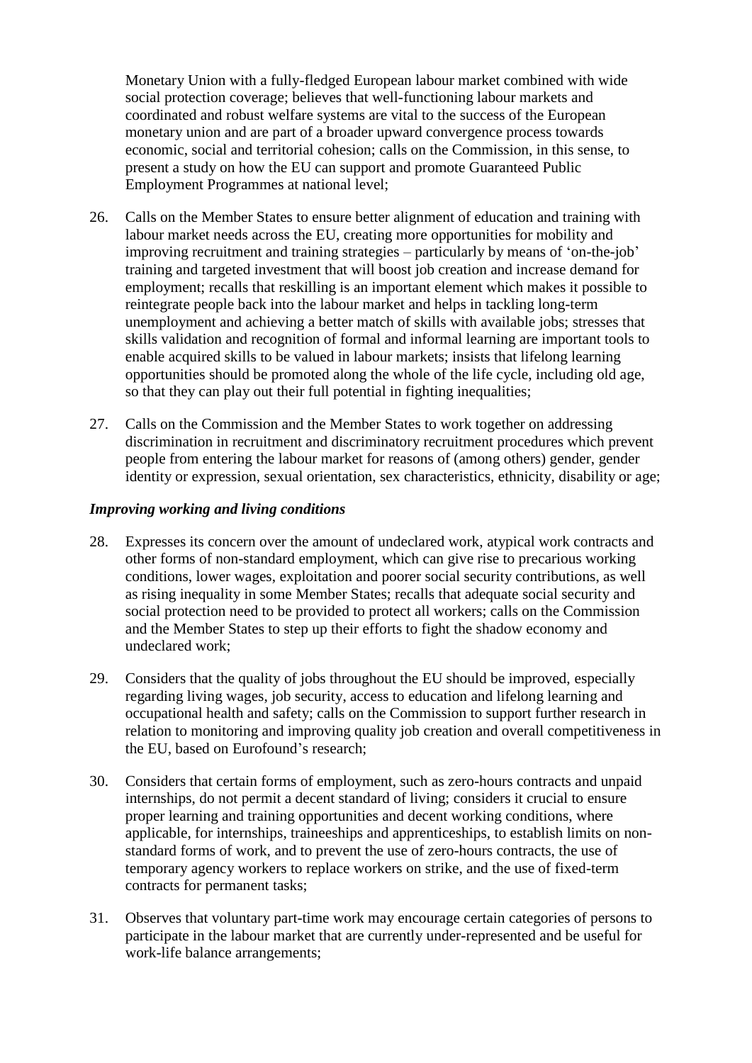Monetary Union with a fully-fledged European labour market combined with wide social protection coverage; believes that well-functioning labour markets and coordinated and robust welfare systems are vital to the success of the European monetary union and are part of a broader upward convergence process towards economic, social and territorial cohesion; calls on the Commission, in this sense, to present a study on how the EU can support and promote Guaranteed Public Employment Programmes at national level;

26. Calls on the Member States to ensure better alignment of education and training with labour market needs across the EU, creating more opportunities for mobility and improving recruitment and training strategies – particularly by means of 'on-the-job' training and targeted investment that will boost job creation and increase demand for employment; recalls that reskilling is an important element which makes it possible to reintegrate people back into the labour market and helps in tackling long-term unemployment and achieving a better match of skills with available jobs; stresses that skills validation and recognition of formal and informal learning are important tools to enable acquired skills to be valued in labour markets; insists that lifelong learning opportunities should be promoted along the whole of the life cycle, including old age, so that they can play out their full potential in fighting inequalities;

27. Calls on the Commission and the Member States to work together on addressing discrimination in recruitment and discriminatory recruitment procedures which prevent people from entering the labour market for reasons of (among others) gender, gender identity or expression, sexual orientation, sex characteristics, ethnicity, disability or age;

***Improving working and living conditions***

28. Expresses its concern over the amount of undeclared work, atypical work contracts and other forms of non-standard employment, which can give rise to precarious working conditions, lower wages, exploitation and poorer social security contributions, as well as rising inequality in some Member States; recalls that adequate social security and social protection need to be provided to protect all workers; calls on the Commission and the Member States to step up their efforts to fight the shadow economy and undeclared work;

29. Considers that the quality of jobs throughout the EU should be improved, especially regarding living wages, job security, access to education and lifelong learning and occupational health and safety; calls on the Commission to support further research in relation to monitoring and improving quality job creation and overall competitiveness in the EU, based on Eurofound's research;

30. Considers that certain forms of employment, such as zero-hours contracts and unpaid internships, do not permit a decent standard of living; considers it crucial to ensure proper learning and training opportunities and decent working conditions, where applicable, for internships, traineeships and apprenticeships, to establish limits on non-standard forms of work, and to prevent the use of zero-hours contracts, the use of temporary agency workers to replace workers on strike, and the use of fixed-term contracts for permanent tasks;

31. Observes that voluntary part-time work may encourage certain categories of persons to participate in the labour market that are currently under-represented and be useful for work-life balance arrangements;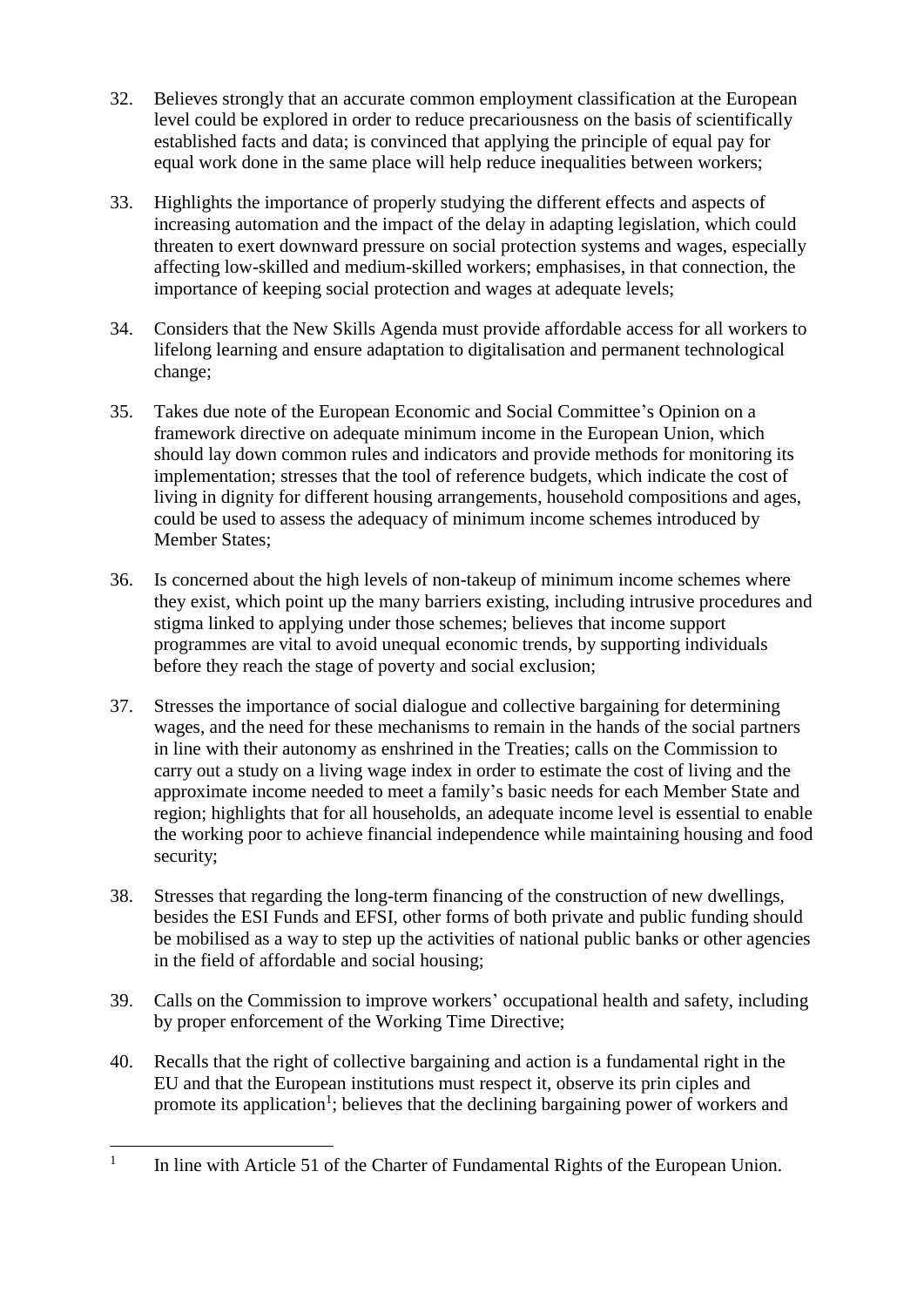32. Believes strongly that an accurate common employment classification at the European level could be explored in order to reduce precariousness on the basis of scientifically established facts and data; is convinced that applying the principle of equal pay for equal work done in the same place will help reduce inequalities between workers;

33. Highlights the importance of properly studying the different effects and aspects of increasing automation and the impact of the delay in adapting legislation, which could threaten to exert downward pressure on social protection systems and wages, especially affecting low-skilled and medium-skilled workers; emphasises, in that connection, the importance of keeping social protection and wages at adequate levels;

34. Considers that the New Skills Agenda must provide affordable access for all workers to lifelong learning and ensure adaptation to digitalisation and permanent technological change;

35. Takes due note of the European Economic and Social Committee's Opinion on a framework directive on adequate minimum income in the European Union, which should lay down common rules and indicators and provide methods for monitoring its implementation; stresses that the tool of reference budgets, which indicate the cost of living in dignity for different housing arrangements, household compositions and ages, could be used to assess the adequacy of minimum income schemes introduced by Member States;

36. Is concerned about the high levels of non-takeup of minimum income schemes where they exist, which point up the many barriers existing, including intrusive procedures and stigma linked to applying under those schemes; believes that income support programmes are vital to avoid unequal economic trends, by supporting individuals before they reach the stage of poverty and social exclusion;

37. Stresses the importance of social dialogue and collective bargaining for determining wages, and the need for these mechanisms to remain in the hands of the social partners in line with their autonomy as enshrined in the Treaties; calls on the Commission to carry out a study on a living wage index in order to estimate the cost of living and the approximate income needed to meet a family's basic needs for each Member State and region; highlights that for all households, an adequate income level is essential to enable the working poor to achieve financial independence while maintaining housing and food security;

38. Stresses that regarding the long-term financing of the construction of new dwellings, besides the ESI Funds and EFSI, other forms of both private and public funding should be mobilised as a way to step up the activities of national public banks or other agencies in the field of affordable and social housing;

39. Calls on the Commission to improve workers' occupational health and safety, including by proper enforcement of the Working Time Directive;

40. Recalls that the right of collective bargaining and action is a fundamental right in the EU and that the European institutions must respect it, observe its prin ciples and promote its application[1]; believes that the declining bargaining power of workers and

---

[1] In line with Article 51 of the Charter of Fundamental Rights of the European Union.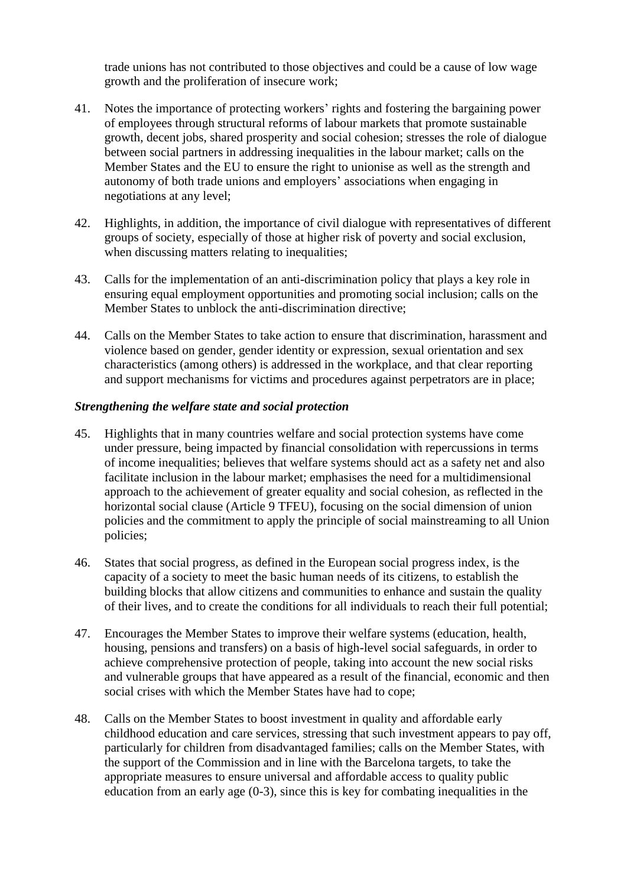trade unions has not contributed to those objectives and could be a cause of low wage growth and the proliferation of insecure work;

41. Notes the importance of protecting workers' rights and fostering the bargaining power of employees through structural reforms of labour markets that promote sustainable growth, decent jobs, shared prosperity and social cohesion; stresses the role of dialogue between social partners in addressing inequalities in the labour market; calls on the Member States and the EU to ensure the right to unionise as well as the strength and autonomy of both trade unions and employers' associations when engaging in negotiations at any level;

42. Highlights, in addition, the importance of civil dialogue with representatives of different groups of society, especially of those at higher risk of poverty and social exclusion, when discussing matters relating to inequalities;

43. Calls for the implementation of an anti-discrimination policy that plays a key role in ensuring equal employment opportunities and promoting social inclusion; calls on the Member States to unblock the anti-discrimination directive;

44. Calls on the Member States to take action to ensure that discrimination, harassment and violence based on gender, gender identity or expression, sexual orientation and sex characteristics (among others) is addressed in the workplace, and that clear reporting and support mechanisms for victims and procedures against perpetrators are in place;

***Strengthening the welfare state and social protection***

45. Highlights that in many countries welfare and social protection systems have come under pressure, being impacted by financial consolidation with repercussions in terms of income inequalities; believes that welfare systems should act as a safety net and also facilitate inclusion in the labour market; emphasises the need for a multidimensional approach to the achievement of greater equality and social cohesion, as reflected in the horizontal social clause (Article 9 TFEU), focusing on the social dimension of union policies and the commitment to apply the principle of social mainstreaming to all Union policies;

46. States that social progress, as defined in the European social progress index, is the capacity of a society to meet the basic human needs of its citizens, to establish the building blocks that allow citizens and communities to enhance and sustain the quality of their lives, and to create the conditions for all individuals to reach their full potential;

47. Encourages the Member States to improve their welfare systems (education, health, housing, pensions and transfers) on a basis of high-level social safeguards, in order to achieve comprehensive protection of people, taking into account the new social risks and vulnerable groups that have appeared as a result of the financial, economic and then social crises with which the Member States have had to cope;

48. Calls on the Member States to boost investment in quality and affordable early childhood education and care services, stressing that such investment appears to pay off, particularly for children from disadvantaged families; calls on the Member States, with the support of the Commission and in line with the Barcelona targets, to take the appropriate measures to ensure universal and affordable access to quality public education from an early age (0-3), since this is key for combating inequalities in the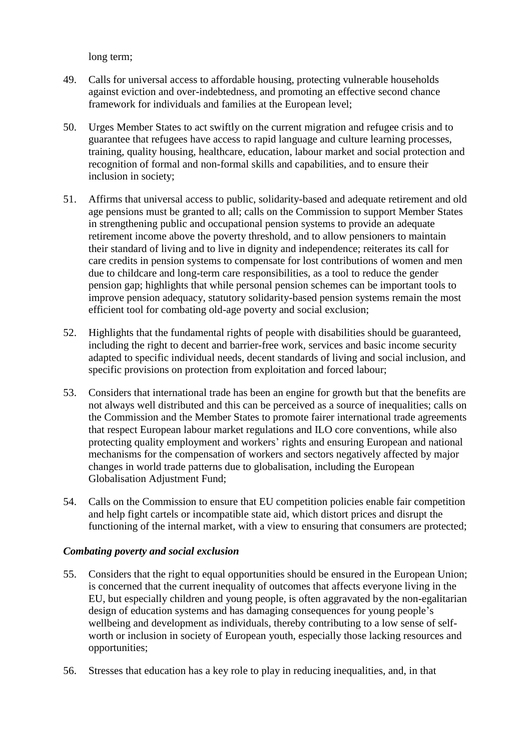long term;

49. Calls for universal access to affordable housing, protecting vulnerable households against eviction and over-indebtedness, and promoting an effective second chance framework for individuals and families at the European level;

50. Urges Member States to act swiftly on the current migration and refugee crisis and to guarantee that refugees have access to rapid language and culture learning processes, training, quality housing, healthcare, education, labour market and social protection and recognition of formal and non-formal skills and capabilities, and to ensure their inclusion in society;

51. Affirms that universal access to public, solidarity-based and adequate retirement and old age pensions must be granted to all; calls on the Commission to support Member States in strengthening public and occupational pension systems to provide an adequate retirement income above the poverty threshold, and to allow pensioners to maintain their standard of living and to live in dignity and independence; reiterates its call for care credits in pension systems to compensate for lost contributions of women and men due to childcare and long-term care responsibilities, as a tool to reduce the gender pension gap; highlights that while personal pension schemes can be important tools to improve pension adequacy, statutory solidarity-based pension systems remain the most efficient tool for combating old-age poverty and social exclusion;

52. Highlights that the fundamental rights of people with disabilities should be guaranteed, including the right to decent and barrier-free work, services and basic income security adapted to specific individual needs, decent standards of living and social inclusion, and specific provisions on protection from exploitation and forced labour;

53. Considers that international trade has been an engine for growth but that the benefits are not always well distributed and this can be perceived as a source of inequalities; calls on the Commission and the Member States to promote fairer international trade agreements that respect European labour market regulations and ILO core conventions, while also protecting quality employment and workers' rights and ensuring European and national mechanisms for the compensation of workers and sectors negatively affected by major changes in world trade patterns due to globalisation, including the European Globalisation Adjustment Fund;

54. Calls on the Commission to ensure that EU competition policies enable fair competition and help fight cartels or incompatible state aid, which distort prices and disrupt the functioning of the internal market, with a view to ensuring that consumers are protected;

***Combating poverty and social exclusion***

55. Considers that the right to equal opportunities should be ensured in the European Union; is concerned that the current inequality of outcomes that affects everyone living in the EU, but especially children and young people, is often aggravated by the non-egalitarian design of education systems and has damaging consequences for young people's wellbeing and development as individuals, thereby contributing to a low sense of self-worth or inclusion in society of European youth, especially those lacking resources and opportunities;

56. Stresses that education has a key role to play in reducing inequalities, and, in that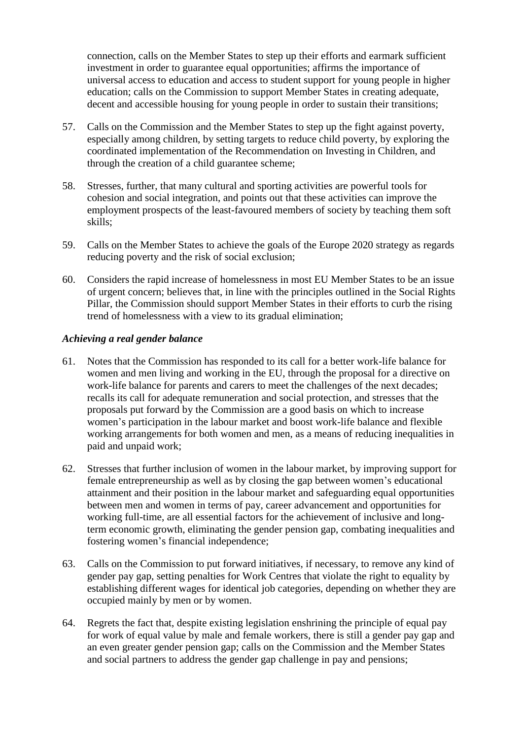connection, calls on the Member States to step up their efforts and earmark sufficient investment in order to guarantee equal opportunities; affirms the importance of universal access to education and access to student support for young people in higher education; calls on the Commission to support Member States in creating adequate, decent and accessible housing for young people in order to sustain their transitions;

57. Calls on the Commission and the Member States to step up the fight against poverty, especially among children, by setting targets to reduce child poverty, by exploring the coordinated implementation of the Recommendation on Investing in Children, and through the creation of a child guarantee scheme;

58. Stresses, further, that many cultural and sporting activities are powerful tools for cohesion and social integration, and points out that these activities can improve the employment prospects of the least-favoured members of society by teaching them soft skills;

59. Calls on the Member States to achieve the goals of the Europe 2020 strategy as regards reducing poverty and the risk of social exclusion;

60. Considers the rapid increase of homelessness in most EU Member States to be an issue of urgent concern; believes that, in line with the principles outlined in the Social Rights Pillar, the Commission should support Member States in their efforts to curb the rising trend of homelessness with a view to its gradual elimination;

***Achieving a real gender balance***

61. Notes that the Commission has responded to its call for a better work-life balance for women and men living and working in the EU, through the proposal for a directive on work-life balance for parents and carers to meet the challenges of the next decades; recalls its call for adequate remuneration and social protection, and stresses that the proposals put forward by the Commission are a good basis on which to increase women's participation in the labour market and boost work-life balance and flexible working arrangements for both women and men, as a means of reducing inequalities in paid and unpaid work;

62. Stresses that further inclusion of women in the labour market, by improving support for female entrepreneurship as well as by closing the gap between women's educational attainment and their position in the labour market and safeguarding equal opportunities between men and women in terms of pay, career advancement and opportunities for working full-time, are all essential factors for the achievement of inclusive and long-term economic growth, eliminating the gender pension gap, combating inequalities and fostering women's financial independence;

63. Calls on the Commission to put forward initiatives, if necessary, to remove any kind of gender pay gap, setting penalties for Work Centres that violate the right to equality by establishing different wages for identical job categories, depending on whether they are occupied mainly by men or by women.

64. Regrets the fact that, despite existing legislation enshrining the principle of equal pay for work of equal value by male and female workers, there is still a gender pay gap and an even greater gender pension gap; calls on the Commission and the Member States and social partners to address the gender gap challenge in pay and pensions;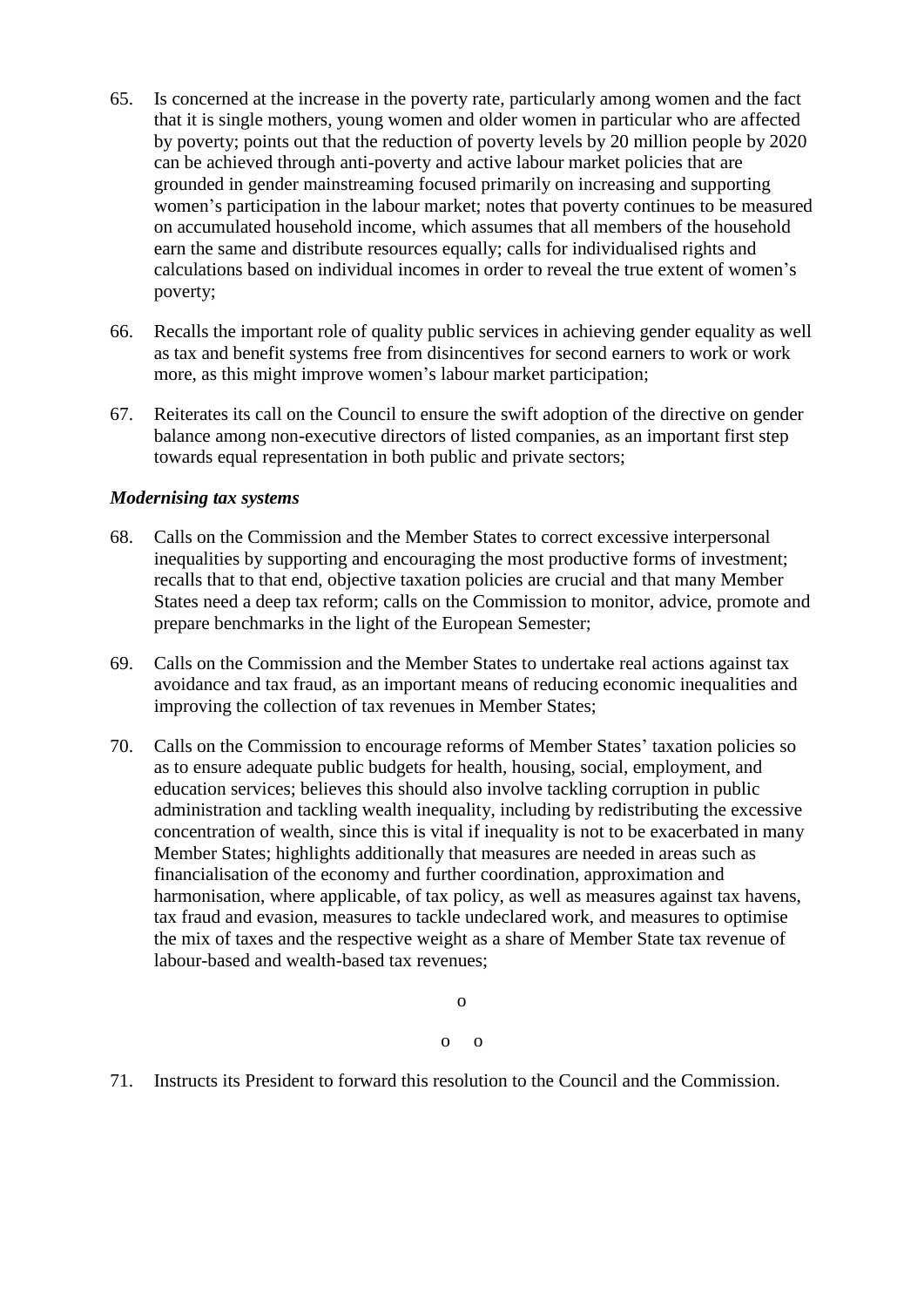65. Is concerned at the increase in the poverty rate, particularly among women and the fact that it is single mothers, young women and older women in particular who are affected by poverty; points out that the reduction of poverty levels by 20 million people by 2020 can be achieved through anti-poverty and active labour market policies that are grounded in gender mainstreaming focused primarily on increasing and supporting women's participation in the labour market; notes that poverty continues to be measured on accumulated household income, which assumes that all members of the household earn the same and distribute resources equally; calls for individualised rights and calculations based on individual incomes in order to reveal the true extent of women's poverty;

66. Recalls the important role of quality public services in achieving gender equality as well as tax and benefit systems free from disincentives for second earners to work or work more, as this might improve women's labour market participation;

67. Reiterates its call on the Council to ensure the swift adoption of the directive on gender balance among non-executive directors of listed companies, as an important first step towards equal representation in both public and private sectors;

***Modernising tax systems***

68. Calls on the Commission and the Member States to correct excessive interpersonal inequalities by supporting and encouraging the most productive forms of investment; recalls that to that end, objective taxation policies are crucial and that many Member States need a deep tax reform; calls on the Commission to monitor, advice, promote and prepare benchmarks in the light of the European Semester;

69. Calls on the Commission and the Member States to undertake real actions against tax avoidance and tax fraud, as an important means of reducing economic inequalities and improving the collection of tax revenues in Member States;

70. Calls on the Commission to encourage reforms of Member States' taxation policies so as to ensure adequate public budgets for health, housing, social, employment, and education services; believes this should also involve tackling corruption in public administration and tackling wealth inequality, including by redistributing the excessive concentration of wealth, since this is vital if inequality is not to be exacerbated in many Member States; highlights additionally that measures are needed in areas such as financialisation of the economy and further coordination, approximation and harmonisation, where applicable, of tax policy, as well as measures against tax havens, tax fraud and evasion, measures to tackle undeclared work, and measures to optimise the mix of taxes and the respective weight as a share of Member State tax revenue of labour-based and wealth-based tax revenues;

o

o o

71. Instructs its President to forward this resolution to the Council and the Commission.